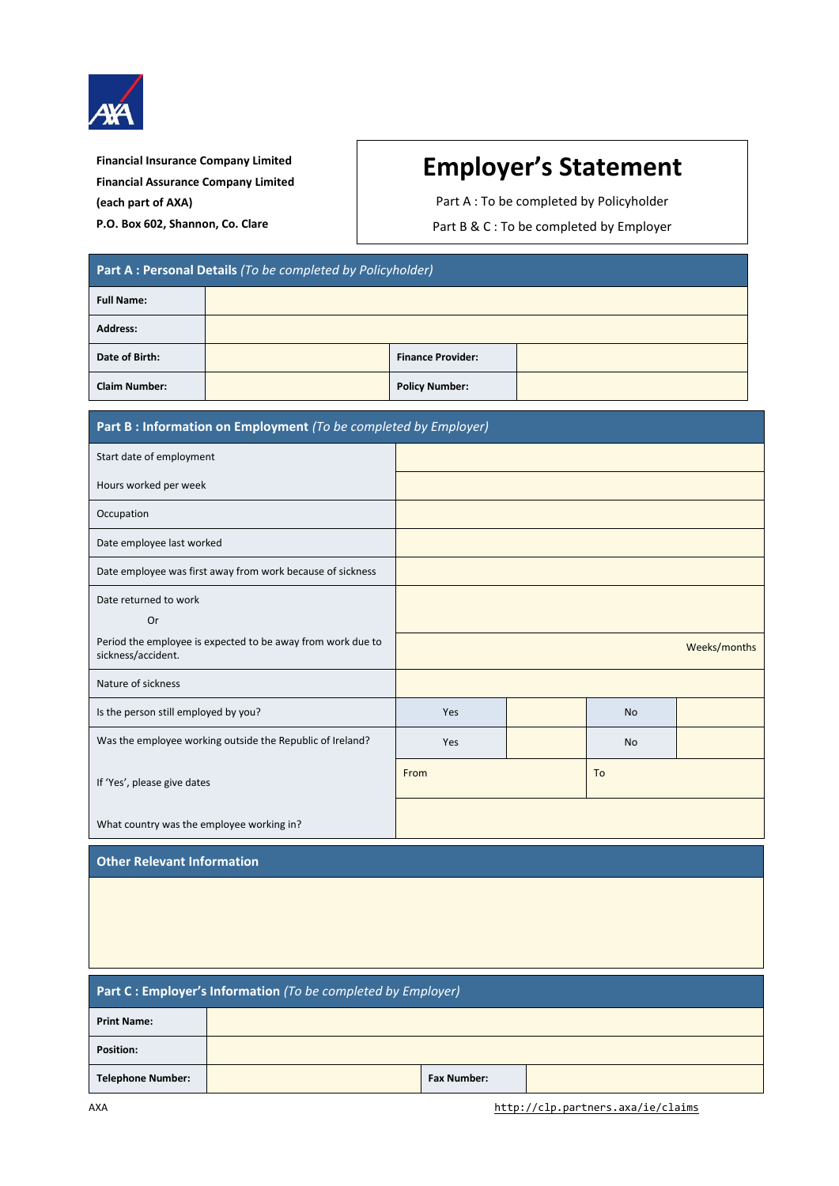**Financial Insurance Company Limited**
**Financial Assurance Company Limited**
**(each part of AXA)**
**P.O. Box 602, Shannon, Co. Clare**

# Employer's Statement

Part A : To be completed by Policyholder

Part B & C : To be completed by Employer

## Part A : Personal Details *(To be completed by Policyholder)*

| | | | |
|---|---|---|---|
| **Full Name:** | | | |
| **Address:** | | | |
| **Date of Birth:** | | **Finance Provider:** | |
| **Claim Number:** | | **Policy Number:** | |

## Part B : Information on Employment *(To be completed by Employer)*

| | | | | |
|---|---|---|---|---|
| Start date of employment | | | | |
| Hours worked per week | | | | |
| Occupation | | | | |
| Date employee last worked | | | | |
| Date employee was first away from work because of sickness | | | | |
| Date returned to work<br>Or | | | | |
| Period the employee is expected to be away from work due to sickness/accident. | Weeks/months | | | |
| Nature of sickness | | | | |
| Is the person still employed by you? | Yes | | No | |
| Was the employee working outside the Republic of Ireland? | Yes | | No | |
| If 'Yes', please give dates | From | | To | |
| What country was the employee working in? | | | | |

## Other Relevant Information

## Part C : Employer's Information *(To be completed by Employer)*

| | | | |
|---|---|---|---|
| **Print Name:** | | | |
| **Position:** | | | |
| **Telephone Number:** | | **Fax Number:** | |

AXA http://clp.partners.axa/ie/claims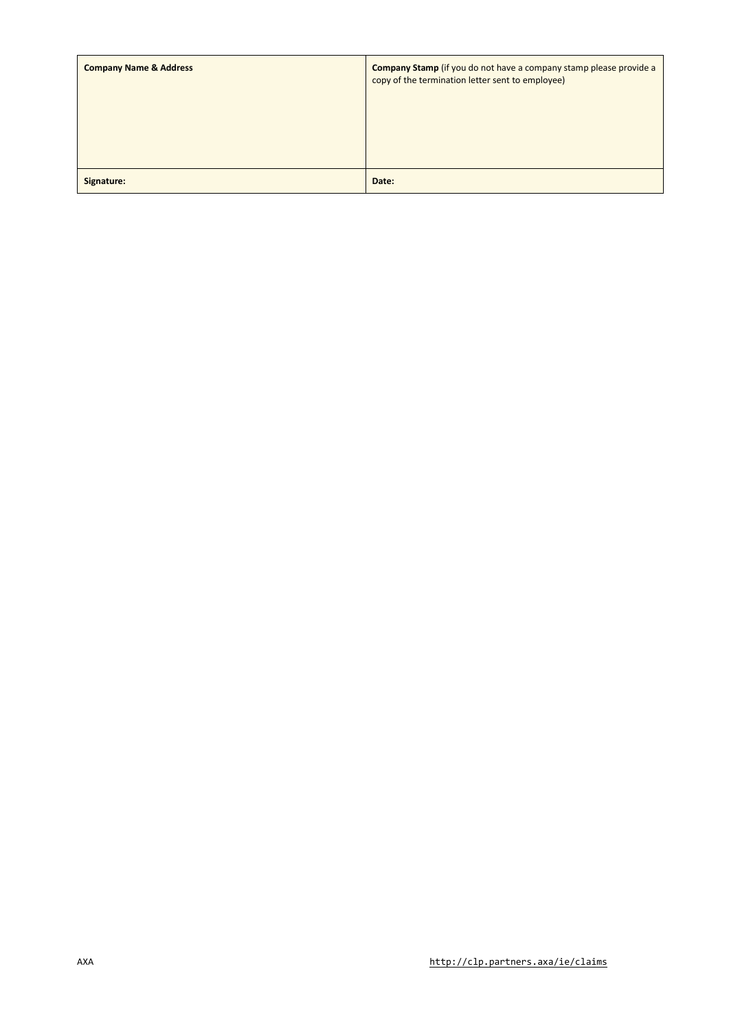| | |
|---|---|
| **Company Name & Address** | **Company Stamp** (if you do not have a company stamp please provide a copy of the termination letter sent to employee) |
| **Signature:** | **Date:** |